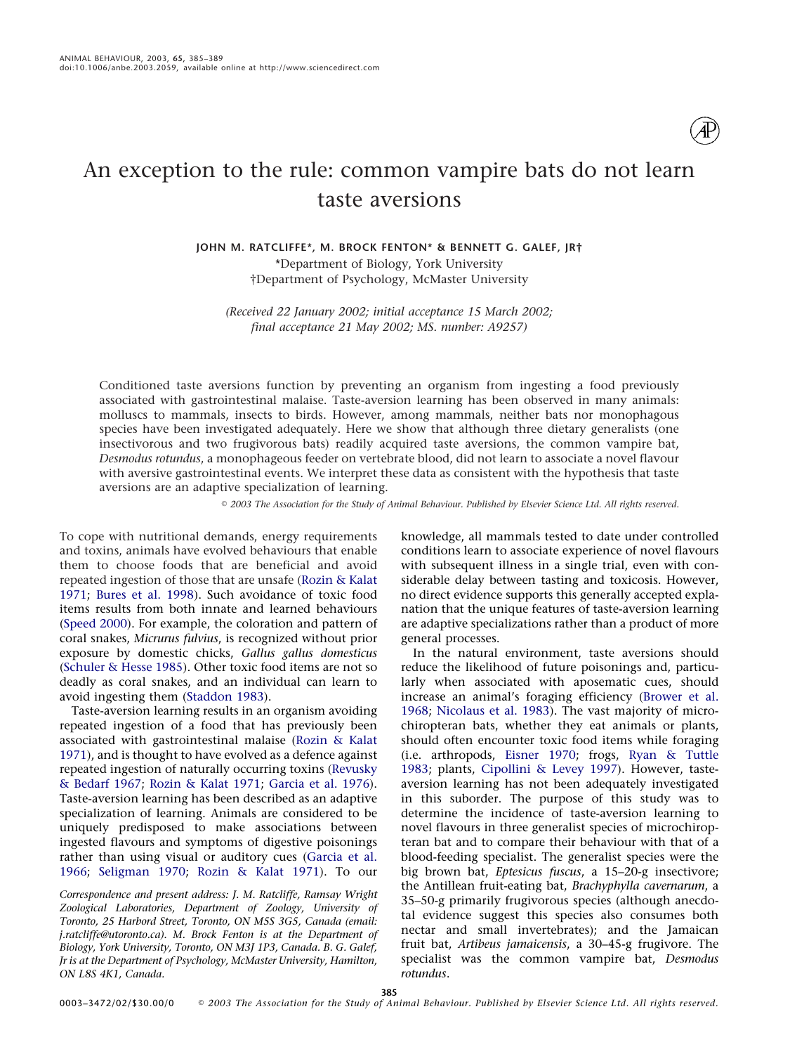# An exception to the rule: common vampire bats do not learn taste aversions

**JOHN M. RATCLIFFE\*, M. BROCK FENTON\* & BENNETT G. GALEF, JR†**

\*Department of Biology, York University
†Department of Psychology, McMaster University

*(Received 22 January 2002; initial acceptance 15 March 2002; final acceptance 21 May 2002; MS. number: A9257)*

Conditioned taste aversions function by preventing an organism from ingesting a food previously associated with gastrointestinal malaise. Taste-aversion learning has been observed in many animals: molluscs to mammals, insects to birds. However, among mammals, neither bats nor monophagous species have been investigated adequately. Here we show that although three dietary generalists (one insectivorous and two frugivorous bats) readily acquired taste aversions, the common vampire bat, *Desmodus rotundus*, a monophageous feeder on vertebrate blood, did not learn to associate a novel flavour with aversive gastrointestinal events. We interpret these data as consistent with the hypothesis that taste aversions are an adaptive specialization of learning.

© 2003 The Association for the Study of Animal Behaviour. Published by Elsevier Science Ltd. All rights reserved.

To cope with nutritional demands, energy requirements and toxins, animals have evolved behaviours that enable them to choose foods that are beneficial and avoid repeated ingestion of those that are unsafe (Rozin & Kalat 1971; Bures et al. 1998). Such avoidance of toxic food items results from both innate and learned behaviours (Speed 2000). For example, the coloration and pattern of coral snakes, *Micrurus fulvius*, is recognized without prior exposure by domestic chicks, *Gallus gallus domesticus* (Schuler & Hesse 1985). Other toxic food items are not so deadly as coral snakes, and an individual can learn to avoid ingesting them (Staddon 1983).

Taste-aversion learning results in an organism avoiding repeated ingestion of a food that has previously been associated with gastrointestinal malaise (Rozin & Kalat 1971), and is thought to have evolved as a defence against repeated ingestion of naturally occurring toxins (Revusky & Bedarf 1967; Rozin & Kalat 1971; Garcia et al. 1976). Taste-aversion learning has been described as an adaptive specialization of learning. Animals are considered to be uniquely predisposed to make associations between ingested flavours and symptoms of digestive poisonings rather than using visual or auditory cues (Garcia et al. 1966; Seligman 1970; Rozin & Kalat 1971). To our knowledge, all mammals tested to date under controlled conditions learn to associate experience of novel flavours with subsequent illness in a single trial, even with considerable delay between tasting and toxicosis. However, no direct evidence supports this generally accepted explanation that the unique features of taste-aversion learning are adaptive specializations rather than a product of more general processes.

In the natural environment, taste aversions should reduce the likelihood of future poisonings and, particularly when associated with aposematic cues, should increase an animal's foraging efficiency (Brower et al. 1968; Nicolaus et al. 1983). The vast majority of microchiropteran bats, whether they eat animals or plants, should often encounter toxic food items while foraging (i.e. arthropods, Eisner 1970; frogs, Ryan & Tuttle 1983; plants, Cipollini & Levey 1997). However, taste-aversion learning has not been adequately investigated in this suborder. The purpose of this study was to determine the incidence of taste-aversion learning to novel flavours in three generalist species of microchiropteran bat and to compare their behaviour with that of a blood-feeding specialist. The generalist species were the big brown bat, *Eptesicus fuscus*, a 15–20-g insectivore; the Antillean fruit-eating bat, *Brachyphylla cavernarum*, a 35–50-g primarily frugivorous species (although anecdotal evidence suggest this species also consumes both nectar and small invertebrates); and the Jamaican fruit bat, *Artibeus jamaicensis*, a 30–45-g frugivore. The specialist was the common vampire bat, *Desmodus rotundus*.

*Correspondence and present address: J. M. Ratcliffe, Ramsay Wright Zoological Laboratories, Department of Zoology, University of Toronto, 25 Harbord Street, Toronto, ON M5S 3G5, Canada (email: j.ratcliffe@utoronto.ca). M. Brock Fenton is at the Department of Biology, York University, Toronto, ON M3J 1P3, Canada. B. G. Galef, Jr is at the Department of Psychology, McMaster University, Hamilton, ON L8S 4K1, Canada.*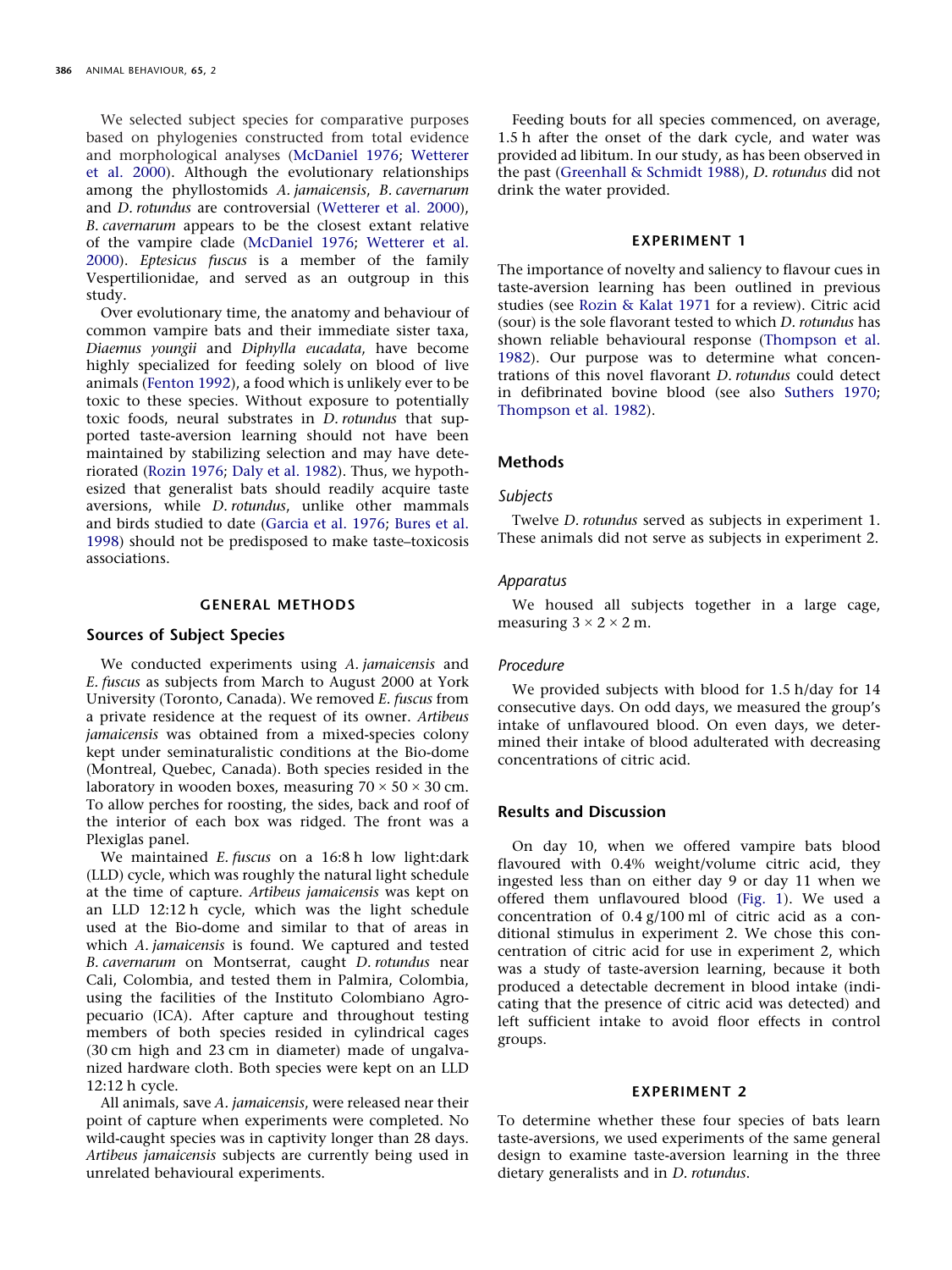We selected subject species for comparative purposes based on phylogenies constructed from total evidence and morphological analyses (McDaniel 1976; Wetterer et al. 2000). Although the evolutionary relationships among the phyllostomids *A. jamaicensis*, *B. cavernarum* and *D. rotundus* are controversial (Wetterer et al. 2000), *B. cavernarum* appears to be the closest extant relative of the vampire clade (McDaniel 1976; Wetterer et al. 2000). *Eptesicus fuscus* is a member of the family Vespertilionidae, and served as an outgroup in this study.

Over evolutionary time, the anatomy and behaviour of common vampire bats and their immediate sister taxa, *Diaemus youngii* and *Diphylla eucadata*, have become highly specialized for feeding solely on blood of live animals (Fenton 1992), a food which is unlikely ever to be toxic to these species. Without exposure to potentially toxic foods, neural substrates in *D. rotundus* that supported taste-aversion learning should not have been maintained by stabilizing selection and may have deteriorated (Rozin 1976; Daly et al. 1982). Thus, we hypothesized that generalist bats should readily acquire taste aversions, while *D. rotundus*, unlike other mammals and birds studied to date (Garcia et al. 1976; Bures et al. 1998) should not be predisposed to make taste–toxicosis associations.

## GENERAL METHODS

### Sources of Subject Species

We conducted experiments using *A. jamaicensis* and *E. fuscus* as subjects from March to August 2000 at York University (Toronto, Canada). We removed *E. fuscus* from a private residence at the request of its owner. *Artibeus jamaicensis* was obtained from a mixed-species colony kept under seminaturalistic conditions at the Bio-dome (Montreal, Quebec, Canada). Both species resided in the laboratory in wooden boxes, measuring $70 \times 50 \times 30$ cm. To allow perches for roosting, the sides, back and roof of the interior of each box was ridged. The front was a Plexiglas panel.

We maintained *E. fuscus* on a 16:8 h low light:dark (LLD) cycle, which was roughly the natural light schedule at the time of capture. *Artibeus jamaicensis* was kept on an LLD 12:12 h cycle, which was the light schedule used at the Bio-dome and similar to that of areas in which *A. jamaicensis* is found. We captured and tested *B. cavernarum* on Montserrat, caught *D. rotundus* near Cali, Colombia, and tested them in Palmira, Colombia, using the facilities of the Instituto Colombiano Agropecuario (ICA). After capture and throughout testing members of both species resided in cylindrical cages (30 cm high and 23 cm in diameter) made of ungalvanized hardware cloth. Both species were kept on an LLD 12:12 h cycle.

All animals, save *A. jamaicensis*, were released near their point of capture when experiments were completed. No wild-caught species was in captivity longer than 28 days. *Artibeus jamaicensis* subjects are currently being used in unrelated behavioural experiments.

Feeding bouts for all species commenced, on average, 1.5 h after the onset of the dark cycle, and water was provided ad libitum. In our study, as has been observed in the past (Greenhall & Schmidt 1988), *D. rotundus* did not drink the water provided.

## EXPERIMENT 1

The importance of novelty and saliency to flavour cues in taste-aversion learning has been outlined in previous studies (see Rozin & Kalat 1971 for a review). Citric acid (sour) is the sole flavorant tested to which *D. rotundus* has shown reliable behavioural response (Thompson et al. 1982). Our purpose was to determine what concentrations of this novel flavorant *D. rotundus* could detect in defibrinated bovine blood (see also Suthers 1970; Thompson et al. 1982).

### Methods

#### Subjects

Twelve *D. rotundus* served as subjects in experiment 1. These animals did not serve as subjects in experiment 2.

#### Apparatus

We housed all subjects together in a large cage, measuring $3 \times 2 \times 2$ m.

#### Procedure

We provided subjects with blood for 1.5 h/day for 14 consecutive days. On odd days, we measured the group's intake of unflavoured blood. On even days, we determined their intake of blood adulterated with decreasing concentrations of citric acid.

### Results and Discussion

On day 10, when we offered vampire bats blood flavoured with 0.4% weight/volume citric acid, they ingested less than on either day 9 or day 11 when we offered them unflavoured blood (Fig. 1). We used a concentration of 0.4 g/100 ml of citric acid as a conditional stimulus in experiment 2. We chose this concentration of citric acid for use in experiment 2, which was a study of taste-aversion learning, because it both produced a detectable decrement in blood intake (indicating that the presence of citric acid was detected) and left sufficient intake to avoid floor effects in control groups.

## EXPERIMENT 2

To determine whether these four species of bats learn taste-aversions, we used experiments of the same general design to examine taste-aversion learning in the three dietary generalists and in *D. rotundus*.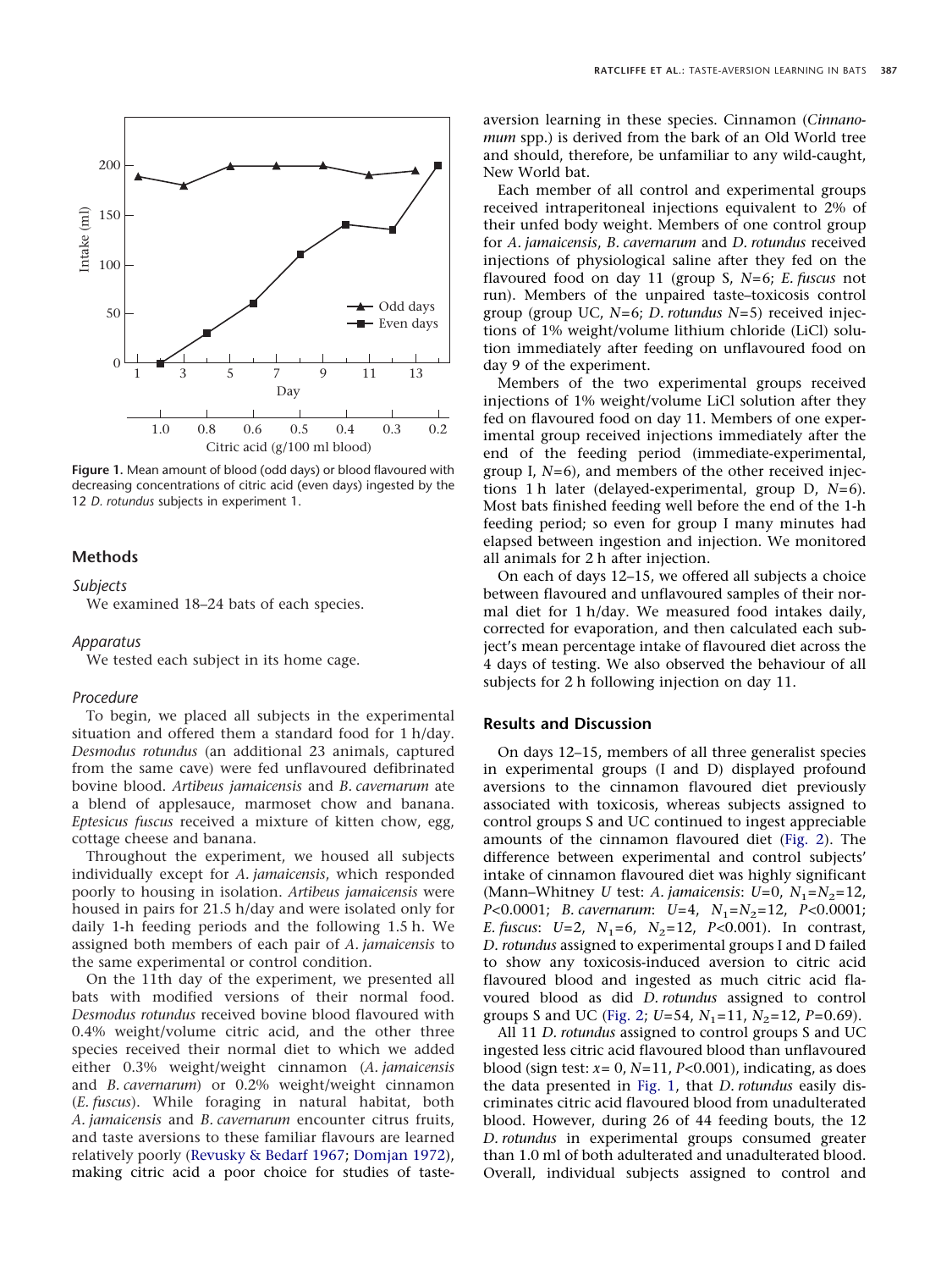**Figure 1.** Mean amount of blood (odd days) or blood flavoured with decreasing concentrations of citric acid (even days) ingested by the 12 *D. rotundus* subjects in experiment 1.

## Methods

### Subjects

We examined 18–24 bats of each species.

### Apparatus

We tested each subject in its home cage.

### Procedure

To begin, we placed all subjects in the experimental situation and offered them a standard food for 1 h/day. *Desmodus rotundus* (an additional 23 animals, captured from the same cave) were fed unflavoured defibrinated bovine blood. *Artibeus jamaicensis* and *B. cavernarum* ate a blend of applesauce, marmoset chow and banana. *Eptesicus fuscus* received a mixture of kitten chow, egg, cottage cheese and banana.

Throughout the experiment, we housed all subjects individually except for *A. jamaicensis*, which responded poorly to housing in isolation. *Artibeus jamaicensis* were housed in pairs for 21.5 h/day and were isolated only for daily 1-h feeding periods and the following 1.5 h. We assigned both members of each pair of *A. jamaicensis* to the same experimental or control condition.

On the 11th day of the experiment, we presented all bats with modified versions of their normal food. *Desmodus rotundus* received bovine blood flavoured with 0.4% weight/volume citric acid, and the other three species received their normal diet to which we added either 0.3% weight/weight cinnamon (*A. jamaicensis* and *B. cavernarum*) or 0.2% weight/weight cinnamon (*E. fuscus*). While foraging in natural habitat, both *A. jamaicensis* and *B. cavernarum* encounter citrus fruits, and taste aversions to these familiar flavours are learned relatively poorly (Revusky & Bedarf 1967; Domjan 1972), making citric acid a poor choice for studies of taste-aversion learning in these species. Cinnamon (*Cinnamomum* spp.) is derived from the bark of an Old World tree and should, therefore, be unfamiliar to any wild-caught, New World bat.

Each member of all control and experimental groups received intraperitoneal injections equivalent to 2% of their unfed body weight. Members of one control group for *A. jamaicensis*, *B. cavernarum* and *D. rotundus* received injections of physiological saline after they fed on the flavoured food on day 11 (group S, $N$=6; *E. fuscus* not run). Members of the unpaired taste–toxicosis control group (group UC, $N$=6; *D. rotundus* $N$=5) received injections of 1% weight/volume lithium chloride (LiCl) solution immediately after feeding on unflavoured food on day 9 of the experiment.

Members of the two experimental groups received injections of 1% weight/volume LiCl solution after they fed on flavoured food on day 11. Members of one experimental group received injections immediately after the end of the feeding period (immediate-experimental, group I, $N$=6), and members of the other received injections 1 h later (delayed-experimental, group D, $N$=6). Most bats finished feeding well before the end of the 1-h feeding period; so even for group I many minutes had elapsed between ingestion and injection. We monitored all animals for 2 h after injection.

On each of days 12–15, we offered all subjects a choice between flavoured and unflavoured samples of their normal diet for 1 h/day. We measured food intakes daily, corrected for evaporation, and then calculated each subject's mean percentage intake of flavoured diet across the 4 days of testing. We also observed the behaviour of all subjects for 2 h following injection on day 11.

## Results and Discussion

On days 12–15, members of all three generalist species in experimental groups (I and D) displayed profound aversions to the cinnamon flavoured diet previously associated with toxicosis, whereas subjects assigned to control groups S and UC continued to ingest appreciable amounts of the cinnamon flavoured diet (Fig. 2). The difference between experimental and control subjects' intake of cinnamon flavoured diet was highly significant (Mann–Whitney $U$ test: *A. jamaicensis*: $U$=0, $N_1$=$N_2$=12, $P$<0.0001; *B. cavernarum*: $U$=4, $N_1$=$N_2$=12, $P$<0.0001; *E. fuscus*: $U$=2, $N_1$=6, $N_2$=12, $P$<0.001). In contrast, *D. rotundus* assigned to experimental groups I and D failed to show any toxicosis-induced aversion to citric acid flavoured blood and ingested as much citric acid flavoured blood as did *D. rotundus* assigned to control groups S and UC (Fig. 2; $U$=54, $N_1$=11, $N_2$=12, $P$=0.69).

All 11 *D. rotundus* assigned to control groups S and UC ingested less citric acid flavoured blood than unflavoured blood (sign test: $x$= 0, $N$=11, $P$<0.001), indicating, as does the data presented in Fig. 1, that *D. rotundus* easily discriminates citric acid flavoured blood from unadulterated blood. However, during 26 of 44 feeding bouts, the 12 *D. rotundus* in experimental groups consumed greater than 1.0 ml of both adulterated and unadulterated blood. Overall, individual subjects assigned to control and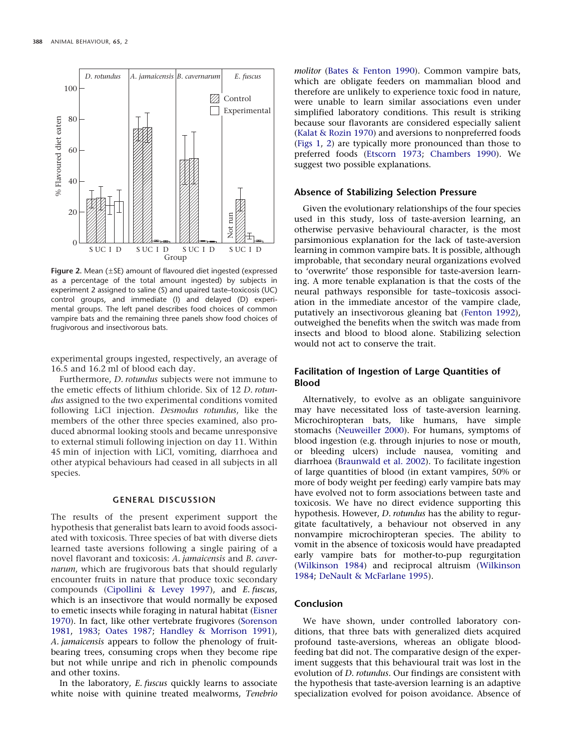**Figure 2.** Mean (±SE) amount of flavoured diet ingested (expressed as a percentage of the total amount ingested) by subjects in experiment 2 assigned to saline (S) and upaired taste–toxicosis (UC) control groups, and immediate (I) and delayed (D) experimental groups. The left panel describes food choices of common vampire bats and the remaining three panels show food choices of frugivorous and insectivorous bats.

experimental groups ingested, respectively, an average of 16.5 and 16.2 ml of blood each day.

Furthermore, *D. rotundus* subjects were not immune to the emetic effects of lithium chloride. Six of 12 *D. rotundus* assigned to the two experimental conditions vomited following LiCl injection. *Desmodus rotundus*, like the members of the other three species examined, also produced abnormal looking stools and became unresponsive to external stimuli following injection on day 11. Within 45 min of injection with LiCl, vomiting, diarrhoea and other atypical behaviours had ceased in all subjects in all species.

## GENERAL DISCUSSION

The results of the present experiment support the hypothesis that generalist bats learn to avoid foods associated with toxicosis. Three species of bat with diverse diets learned taste aversions following a single pairing of a novel flavorant and toxicosis: *A. jamaicensis* and *B. cavernarum*, which are frugivorous bats that should regularly encounter fruits in nature that produce toxic secondary compounds (Cipollini & Levey 1997), and *E. fuscus*, which is an insectivore that would normally be exposed to emetic insects while foraging in natural habitat (Eisner 1970). In fact, like other vertebrate frugivores (Sorenson 1981, 1983; Oates 1987; Handley & Morrison 1991), *A. jamaicensis* appears to follow the phenology of fruit-bearing trees, consuming crops when they become ripe but not while unripe and rich in phenolic compounds and other toxins.

In the laboratory, *E. fuscus* quickly learns to associate white noise with quinine treated mealworms, *Tenebrio molitor* (Bates & Fenton 1990). Common vampire bats, which are obligate feeders on mammalian blood and therefore are unlikely to experience toxic food in nature, were unable to learn similar associations even under simplified laboratory conditions. This result is striking because sour flavorants are considered especially salient (Kalat & Rozin 1970) and aversions to nonpreferred foods (Figs 1, 2) are typically more pronounced than those to preferred foods (Etscorn 1973; Chambers 1990). We suggest two possible explanations.

### Absence of Stabilizing Selection Pressure

Given the evolutionary relationships of the four species used in this study, loss of taste-aversion learning, an otherwise pervasive behavioural character, is the most parsimonious explanation for the lack of taste-aversion learning in common vampire bats. It is possible, although improbable, that secondary neural organizations evolved to 'overwrite' those responsible for taste-aversion learning. A more tenable explanation is that the costs of the neural pathways responsible for taste–toxicosis association in the immediate ancestor of the vampire clade, putatively an insectivorous gleaning bat (Fenton 1992), outweighed the benefits when the switch was made from insects and blood to blood alone. Stabilizing selection would not act to conserve the trait.

### Facilitation of Ingestion of Large Quantities of Blood

Alternatively, to evolve as an obligate sanguinivore may have necessitated loss of taste-aversion learning. Microchiropteran bats, like humans, have simple stomachs (Neuweiller 2000). For humans, symptoms of blood ingestion (e.g. through injuries to nose or mouth, or bleeding ulcers) include nausea, vomiting and diarrhoea (Braunwald et al. 2002). To facilitate ingestion of large quantities of blood (in extant vampires, 50% or more of body weight per feeding) early vampire bats may have evolved not to form associations between taste and toxicosis. We have no direct evidence supporting this hypothesis. However, *D. rotundus* has the ability to regurgitate facultatively, a behaviour not observed in any nonvampire microchiropteran species. The ability to vomit in the absence of toxicosis would have preadapted early vampire bats for mother-to-pup regurgitation (Wilkinson 1984) and reciprocal altruism (Wilkinson 1984; DeNault & McFarlane 1995).

### Conclusion

We have shown, under controlled laboratory conditions, that three bats with generalized diets acquired profound taste-aversions, whereas an obligate blood-feeding bat did not. The comparative design of the experiment suggests that this behavioural trait was lost in the evolution of *D. rotundus*. Our findings are consistent with the hypothesis that taste-aversion learning is an adaptive specialization evolved for poison avoidance. Absence of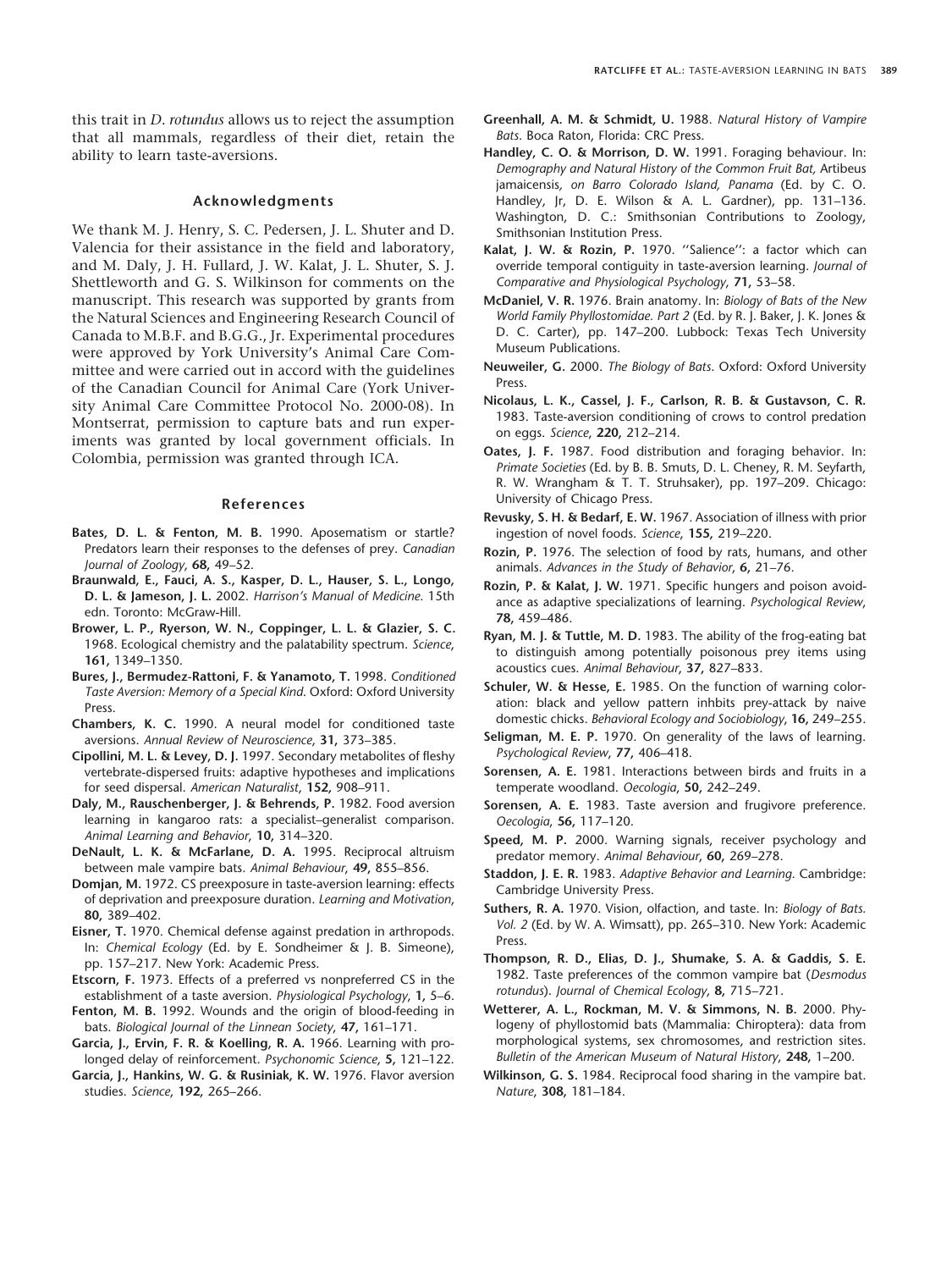this trait in *D. rotundus* allows us to reject the assumption that all mammals, regardless of their diet, retain the ability to learn taste-aversions.

## Acknowledgments

We thank M. J. Henry, S. C. Pedersen, J. L. Shuter and D. Valencia for their assistance in the field and laboratory, and M. Daly, J. H. Fullard, J. W. Kalat, J. L. Shuter, S. J. Shettleworth and G. S. Wilkinson for comments on the manuscript. This research was supported by grants from the Natural Sciences and Engineering Research Council of Canada to M.B.F. and B.G.G., Jr. Experimental procedures were approved by York University's Animal Care Committee and were carried out in accord with the guidelines of the Canadian Council for Animal Care (York University Animal Care Committee Protocol No. 2000-08). In Montserrat, permission to capture bats and run experiments was granted by local government officials. In Colombia, permission was granted through ICA.

## References

**Bates, D. L. & Fenton, M. B.** 1990. Aposematism or startle? Predators learn their responses to the defenses of prey. *Canadian Journal of Zoology*, **68,** 49–52.

**Braunwald, E., Fauci, A. S., Kasper, D. L., Hauser, S. L., Longo, D. L. & Jameson, J. L.** 2002. *Harrison's Manual of Medicine*. 15th edn. Toronto: McGraw-Hill.

**Brower, L. P., Ryerson, W. N., Coppinger, L. L. & Glazier, S. C.** 1968. Ecological chemistry and the palatability spectrum. *Science*, **161,** 1349–1350.

**Bures, J., Bermudez-Rattoni, F. & Yanamoto, T.** 1998. *Conditioned Taste Aversion: Memory of a Special Kind*. Oxford: Oxford University Press.

**Chambers, K. C.** 1990. A neural model for conditioned taste aversions. *Annual Review of Neuroscience*, **31,** 373–385.

**Cipollini, M. L. & Levey, D. J.** 1997. Secondary metabolites of fleshy vertebrate-dispersed fruits: adaptive hypotheses and implications for seed dispersal. *American Naturalist*, **152,** 908–911.

**Daly, M., Rauschenberger, J. & Behrends, P.** 1982. Food aversion learning in kangaroo rats: a specialist–generalist comparison. *Animal Learning and Behavior*, **10,** 314–320.

**DeNault, L. K. & McFarlane, D. A.** 1995. Reciprocal altruism between male vampire bats. *Animal Behaviour*, **49,** 855–856.

**Domjan, M.** 1972. CS preexposure in taste-aversion learning: effects of deprivation and preexposure duration. *Learning and Motivation*, **80,** 389–402.

**Eisner, T.** 1970. Chemical defense against predation in arthropods. In: *Chemical Ecology* (Ed. by E. Sondheimer & J. B. Simeone), pp. 157–217. New York: Academic Press.

**Etscorn, F.** 1973. Effects of a preferred vs nonpreferred CS in the establishment of a taste aversion. *Physiological Psychology*, **1,** 5–6.

**Fenton, M. B.** 1992. Wounds and the origin of blood-feeding in bats. *Biological Journal of the Linnean Society*, **47,** 161–171.

**Garcia, J., Ervin, F. R. & Koelling, R. A.** 1966. Learning with prolonged delay of reinforcement. *Psychonomic Science*, **5,** 121–122.

**Garcia, J., Hankins, W. G. & Rusiniak, K. W.** 1976. Flavor aversion studies. *Science*, **192,** 265–266.

**Greenhall, A. M. & Schmidt, U.** 1988. *Natural History of Vampire Bats*. Boca Raton, Florida: CRC Press.

**Handley, C. O. & Morrison, D. W.** 1991. Foraging behaviour. In: *Demography and Natural History of the Common Fruit Bat,* Artibeus jamaicensis*, on Barro Colorado Island, Panama* (Ed. by C. O. Handley, Jr, D. E. Wilson & A. L. Gardner), pp. 131–136. Washington, D. C.: Smithsonian Contributions to Zoology, Smithsonian Institution Press.

**Kalat, J. W. & Rozin, P.** 1970. ''Salience'': a factor which can override temporal contiguity in taste-aversion learning. *Journal of Comparative and Physiological Psychology*, **71,** 53–58.

**McDaniel, V. R.** 1976. Brain anatomy. In: *Biology of Bats of the New World Family Phyllostomidae. Part 2* (Ed. by R. J. Baker, J. K. Jones & D. C. Carter), pp. 147–200. Lubbock: Texas Tech University Museum Publications.

**Neuweiler, G.** 2000. *The Biology of Bats*. Oxford: Oxford University Press.

**Nicolaus, L. K., Cassel, J. F., Carlson, R. B. & Gustavson, C. R.** 1983. Taste-aversion conditioning of crows to control predation on eggs. *Science*, **220,** 212–214.

**Oates, J. F.** 1987. Food distribution and foraging behavior. In: *Primate Societies* (Ed. by B. B. Smuts, D. L. Cheney, R. M. Seyfarth, R. W. Wrangham & T. T. Struhsaker), pp. 197–209. Chicago: University of Chicago Press.

**Revusky, S. H. & Bedarf, E. W.** 1967. Association of illness with prior ingestion of novel foods. *Science*, **155,** 219–220.

**Rozin, P.** 1976. The selection of food by rats, humans, and other animals. *Advances in the Study of Behavior*, **6,** 21–76.

**Rozin, P. & Kalat, J. W.** 1971. Specific hungers and poison avoidance as adaptive specializations of learning. *Psychological Review*, **78,** 459–486.

**Ryan, M. J. & Tuttle, M. D.** 1983. The ability of the frog-eating bat to distinguish among potentially poisonous prey items using acoustics cues. *Animal Behaviour*, **37,** 827–833.

**Schuler, W. & Hesse, E.** 1985. On the function of warning coloration: black and yellow pattern inhbits prey-attack by naive domestic chicks. *Behavioral Ecology and Sociobiology*, **16,** 249–255.

**Seligman, M. E. P.** 1970. On generality of the laws of learning. *Psychological Review*, **77,** 406–418.

**Sorensen, A. E.** 1981. Interactions between birds and fruits in a temperate woodland. *Oecologia*, **50,** 242–249.

**Sorensen, A. E.** 1983. Taste aversion and frugivore preference. *Oecologia*, **56,** 117–120.

**Speed, M. P.** 2000. Warning signals, receiver psychology and predator memory. *Animal Behaviour*, **60,** 269–278.

**Staddon, J. E. R.** 1983. *Adaptive Behavior and Learning*. Cambridge: Cambridge University Press.

**Suthers, R. A.** 1970. Vision, olfaction, and taste. In: *Biology of Bats. Vol. 2* (Ed. by W. A. Wimsatt), pp. 265–310. New York: Academic Press.

**Thompson, R. D., Elias, D. J., Shumake, S. A. & Gaddis, S. E.** 1982. Taste preferences of the common vampire bat (*Desmodus rotundus*). *Journal of Chemical Ecology*, **8,** 715–721.

**Wetterer, A. L., Rockman, M. V. & Simmons, N. B.** 2000. Phylogeny of phyllostomid bats (Mammalia: Chiroptera): data from morphological systems, sex chromosomes, and restriction sites. *Bulletin of the American Museum of Natural History*, **248,** 1–200.

**Wilkinson, G. S.** 1984. Reciprocal food sharing in the vampire bat. *Nature*, **308,** 181–184.